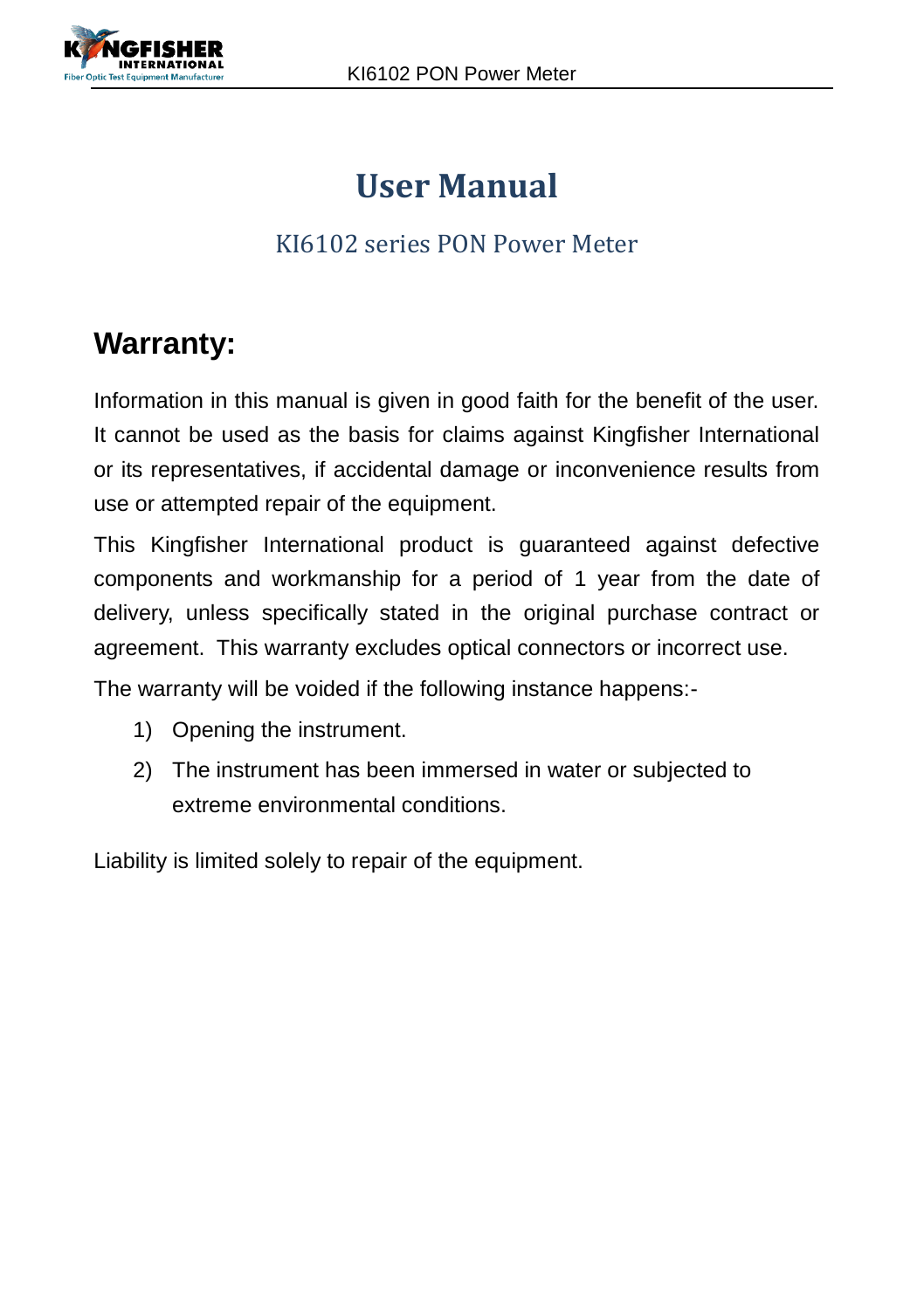# User Manual

KI6102 series PON Power Meter

## Warranty:

Information in this manual is given in good faith for the benefit of the user. It cannot be used as the basis for claims against Kingfisher International or its representatives, if accidental damage or inconvenience results from use or attempted repair of the equipment.

This Kingfisher International product is guaranteed against defective components and workmanship for a period of 1 year from the date of delivery, unless specifically stated in the original purchase contract or agreement. This warranty excludes optical connectors or incorrect use.

The warranty will be voided if the following instance happens:-

1) Opening the instrument.
2) The instrument has been immersed in water or subjected to extreme environmental conditions.

Liability is limited solely to repair of the equipment.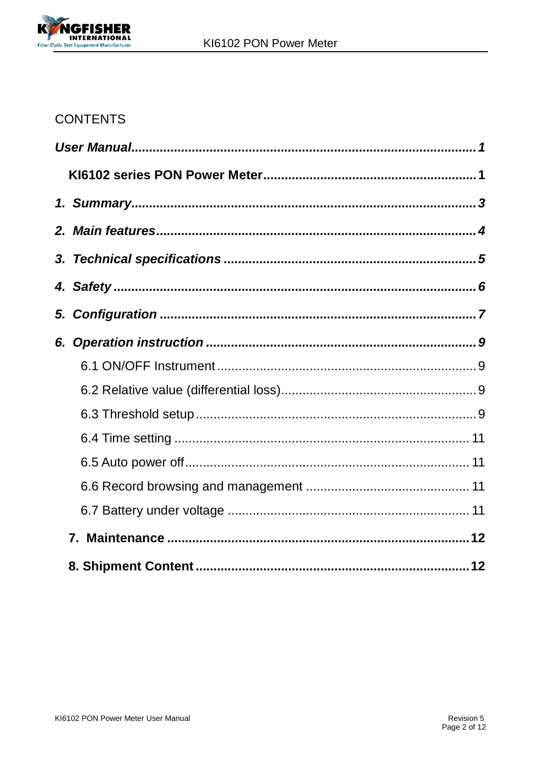CONTENTS

***User Manual*................................................................................... *1***

**KI6102 series PON Power Meter**............................................................ **1**

***1. Summary***.................................................................................... ***3***

***2. Main features***............................................................................ ***4***

***3. Technical specifications*** ............................................................ ***5***

***4. Safety*** ........................................................................................ ***6***

***5. Configuration*** ............................................................................ ***7***

***6. Operation instruction*** ................................................................ ***9***

6.1 ON/OFF Instrument........................................................................ 9

6.2 Relative value (differential loss)...................................................... 9

6.3 Threshold setup.............................................................................. 9

6.4 Time setting .................................................................................. 11

6.5 Auto power off................................................................................ 11

6.6 Record browsing and management ............................................. 11

6.7 Battery under voltage .................................................................... 11

**7. Maintenance** .................................................................................. **12**

**8. Shipment Content**.......................................................................... **12**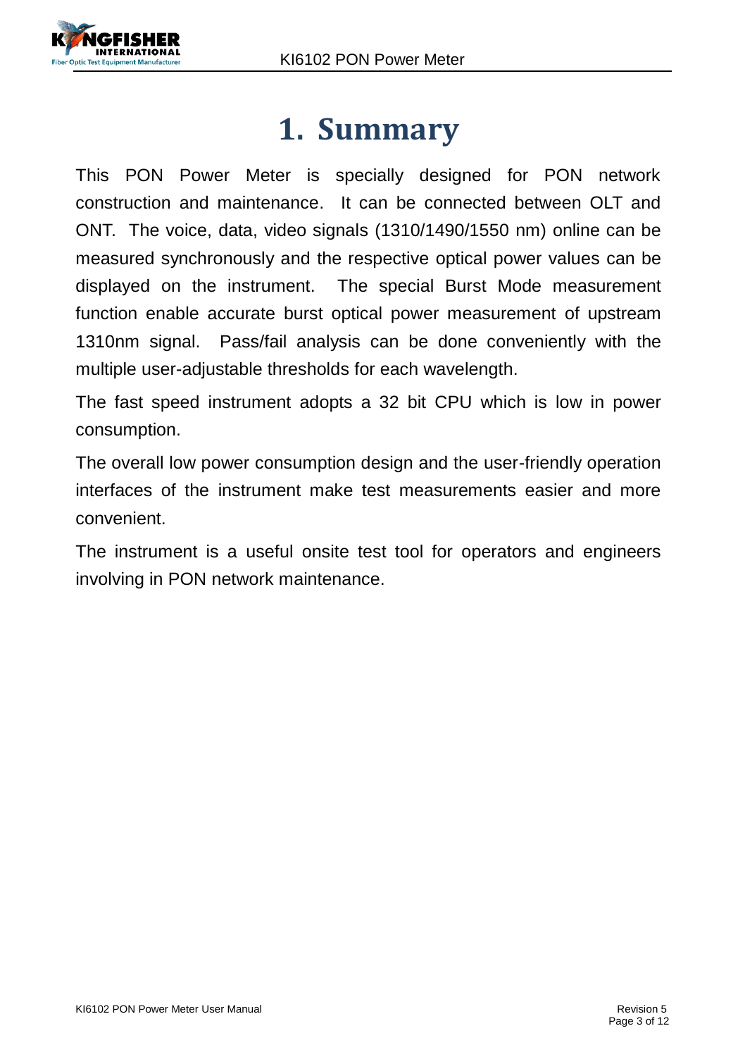# 1. Summary

This PON Power Meter is specially designed for PON network construction and maintenance. It can be connected between OLT and ONT. The voice, data, video signals (1310/1490/1550 nm) online can be measured synchronously and the respective optical power values can be displayed on the instrument. The special Burst Mode measurement function enable accurate burst optical power measurement of upstream 1310nm signal. Pass/fail analysis can be done conveniently with the multiple user-adjustable thresholds for each wavelength.

The fast speed instrument adopts a 32 bit CPU which is low in power consumption.

The overall low power consumption design and the user-friendly operation interfaces of the instrument make test measurements easier and more convenient.

The instrument is a useful onsite test tool for operators and engineers involving in PON network maintenance.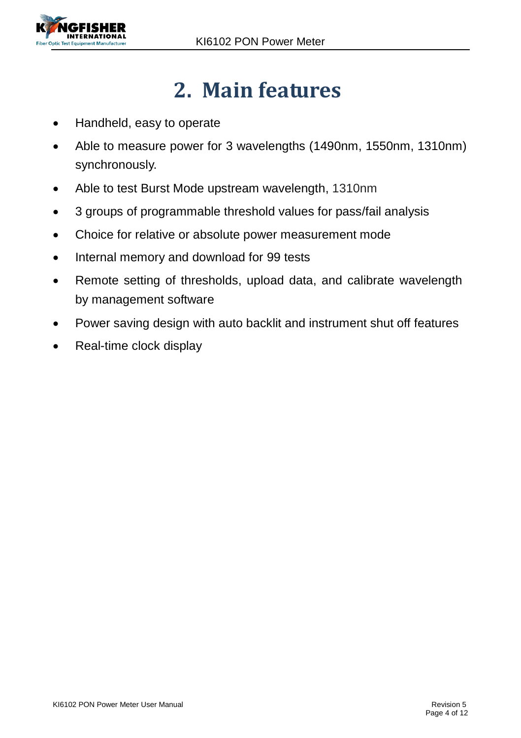# 2. Main features

- Handheld, easy to operate
- Able to measure power for 3 wavelengths (1490nm, 1550nm, 1310nm) synchronously.
- Able to test Burst Mode upstream wavelength, 1310nm
- 3 groups of programmable threshold values for pass/fail analysis
- Choice for relative or absolute power measurement mode
- Internal memory and download for 99 tests
- Remote setting of thresholds, upload data, and calibrate wavelength by management software
- Power saving design with auto backlit and instrument shut off features
- Real-time clock display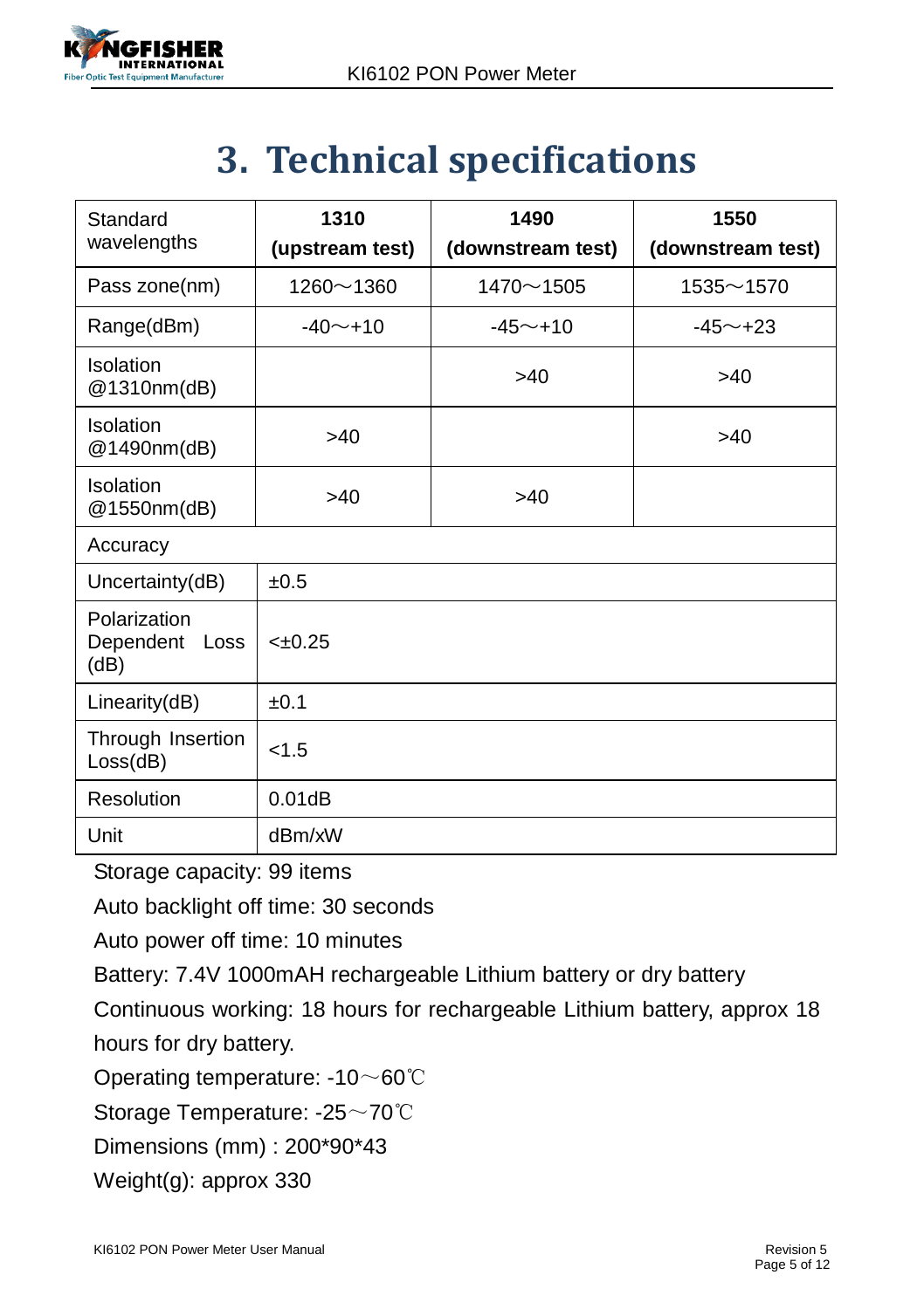# 3. Technical specifications

| Standard wavelengths | **1310 (upstream test)** | **1490 (downstream test)** | **1550 (downstream test)** |
|---|---|---|---|
| Pass zone(nm) | 1260～1360 | 1470～1505 | 1535～1570 |
| Range(dBm) | -40～+10 | -45～+10 | -45～+23 |
| Isolation @1310nm(dB) | | >40 | >40 |
| Isolation @1490nm(dB) | >40 | | >40 |
| Isolation @1550nm(dB) | >40 | >40 | |
| Accuracy | | | |
| Uncertainty(dB) | ±0.5 | | |
| Polarization Dependent Loss (dB) | <±0.25 | | |
| Linearity(dB) | ±0.1 | | |
| Through Insertion Loss(dB) | <1.5 | | |
| Resolution | 0.01dB | | |
| Unit | dBm/xW | | |

Storage capacity: 99 items

Auto backlight off time: 30 seconds

Auto power off time: 10 minutes

Battery: 7.4V 1000mAH rechargeable Lithium battery or dry battery

Continuous working: 18 hours for rechargeable Lithium battery, approx 18 hours for dry battery.

Operating temperature: -10～60℃

Storage Temperature: -25～70℃

Dimensions (mm) : 200*90*43

Weight(g): approx 330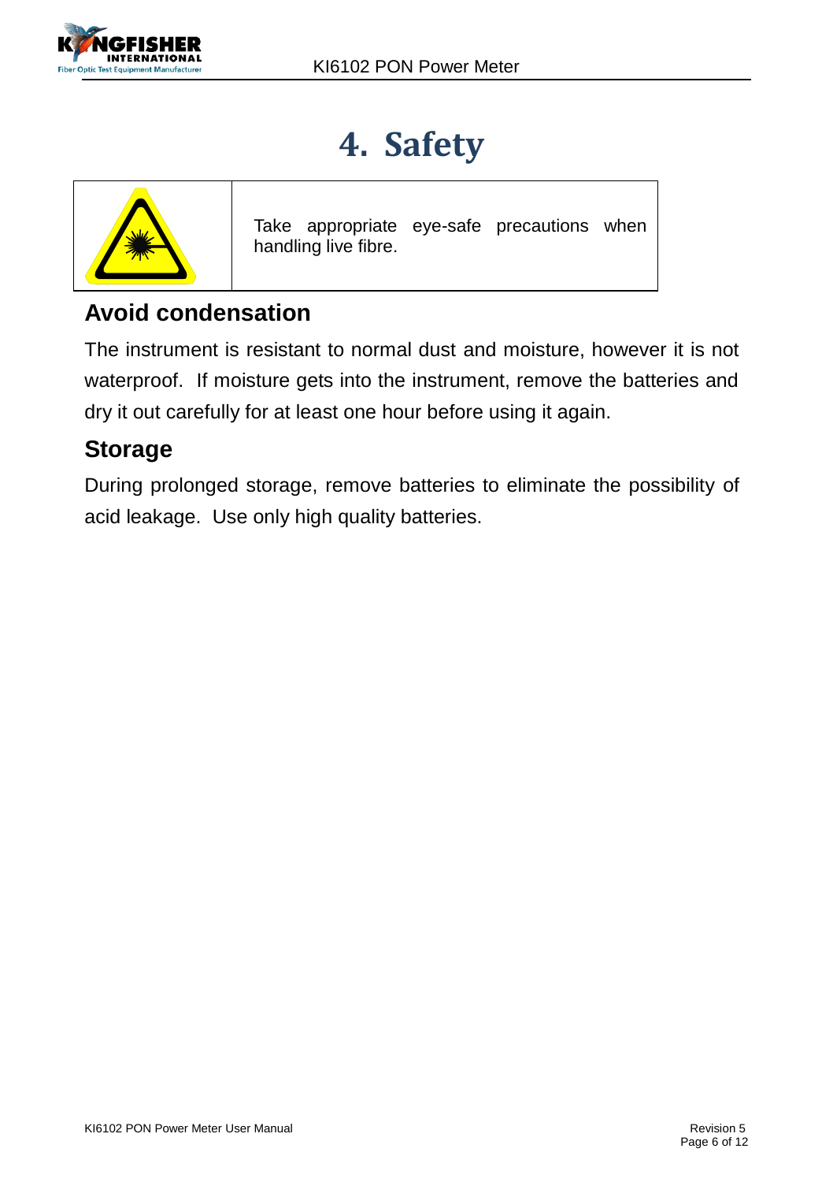# 4. Safety

| | |
|---|---|
| | Take appropriate eye-safe precautions when handling live fibre. |

## Avoid condensation

The instrument is resistant to normal dust and moisture, however it is not waterproof. If moisture gets into the instrument, remove the batteries and dry it out carefully for at least one hour before using it again.

## Storage

During prolonged storage, remove batteries to eliminate the possibility of acid leakage. Use only high quality batteries.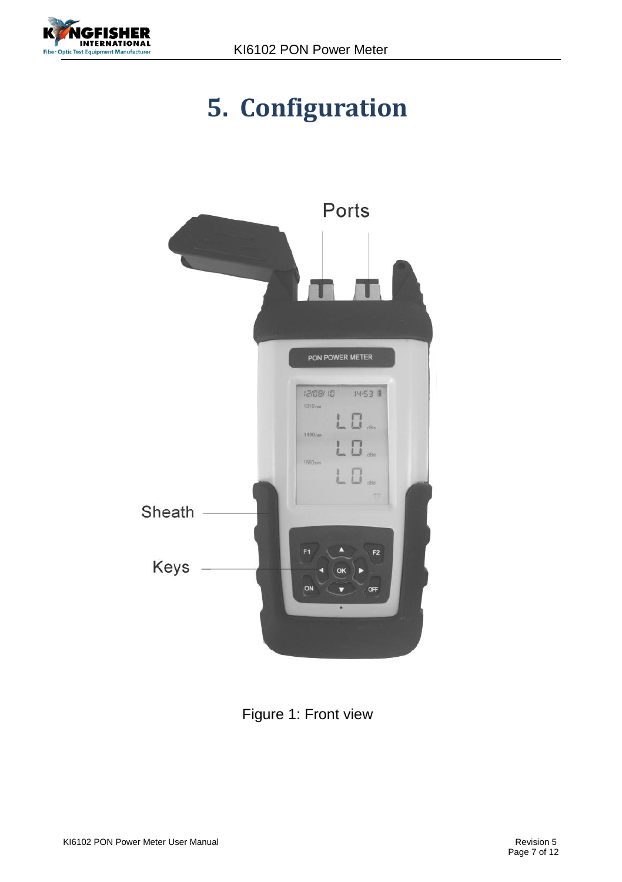# 5. Configuration

Ports

Sheath

Keys

Figure 1: Front view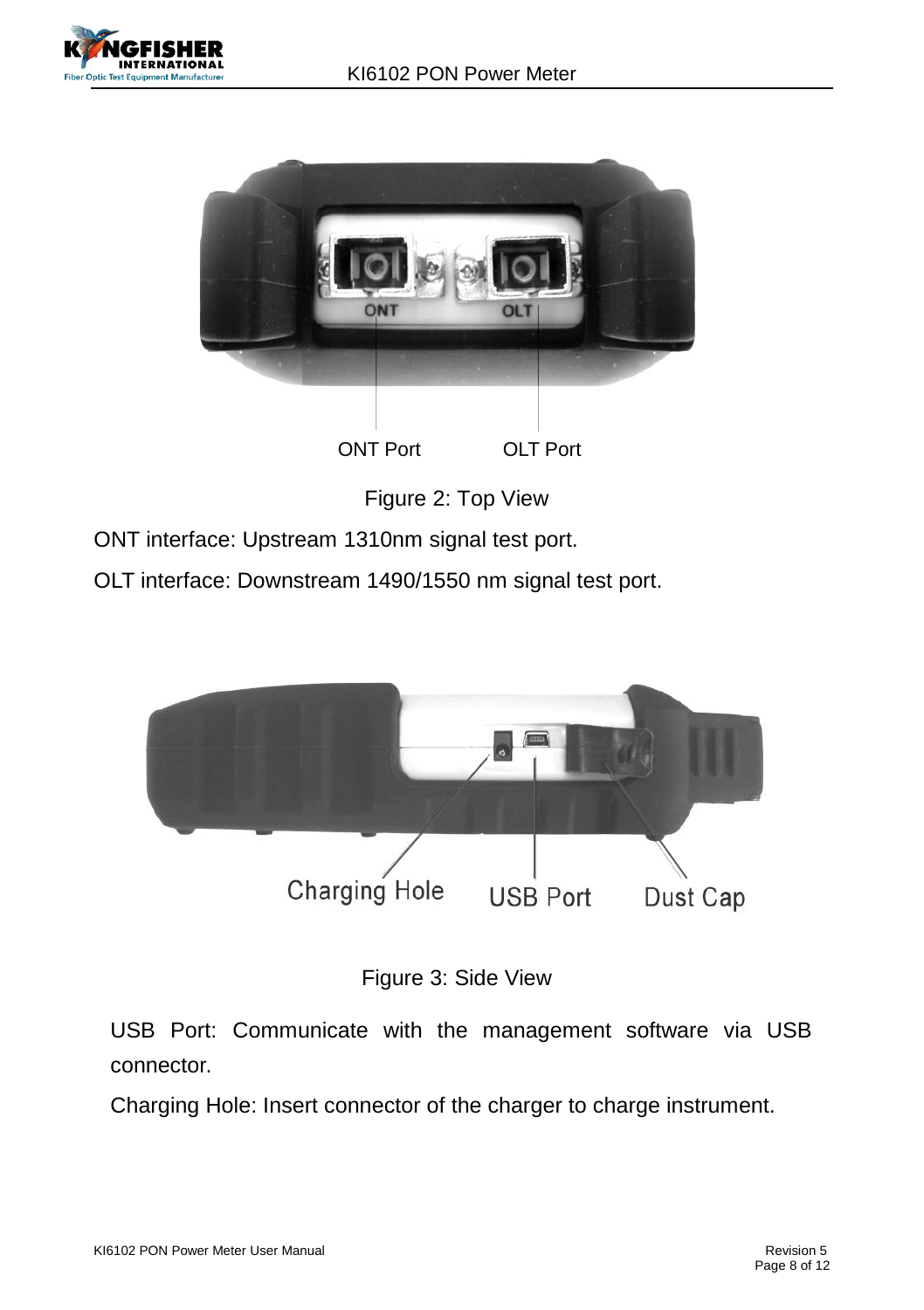ONT Port

OLT Port

Figure 2: Top View

ONT interface: Upstream 1310nm signal test port.

OLT interface: Downstream 1490/1550 nm signal test port.

Charging Hole

USB Port

Dust Cap

Figure 3: Side View

USB Port: Communicate with the management software via USB connector.

Charging Hole: Insert connector of the charger to charge instrument.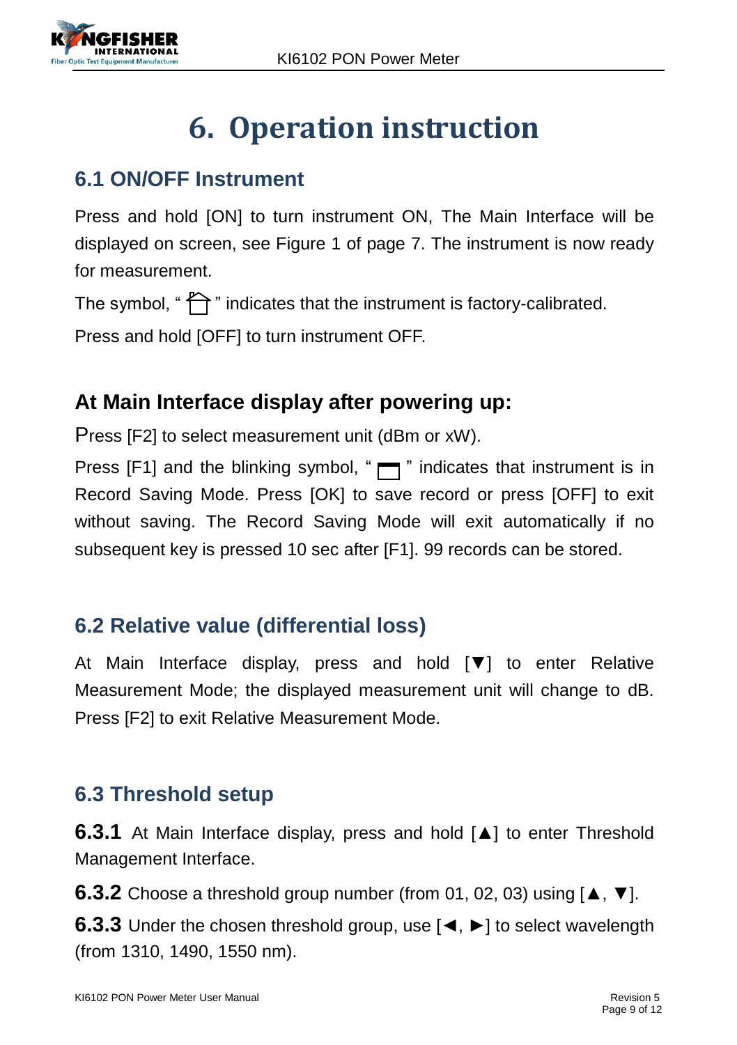# 6. Operation instruction

## 6.1 ON/OFF Instrument

Press and hold [ON] to turn instrument ON, The Main Interface will be displayed on screen, see Figure 1 of page 7. The instrument is now ready for measurement.

The symbol, " " indicates that the instrument is factory-calibrated.

Press and hold [OFF] to turn instrument OFF.

### At Main Interface display after powering up:

Press [F2] to select measurement unit (dBm or xW).

Press [F1] and the blinking symbol, " " indicates that instrument is in Record Saving Mode. Press [OK] to save record or press [OFF] to exit without saving. The Record Saving Mode will exit automatically if no subsequent key is pressed 10 sec after [F1]. 99 records can be stored.

## 6.2 Relative value (differential loss)

At Main Interface display, press and hold [▼] to enter Relative Measurement Mode; the displayed measurement unit will change to dB. Press [F2] to exit Relative Measurement Mode.

## 6.3 Threshold setup

**6.3.1** At Main Interface display, press and hold [▲] to enter Threshold Management Interface.

**6.3.2** Choose a threshold group number (from 01, 02, 03) using [▲, ▼].

**6.3.3** Under the chosen threshold group, use [◄, ►] to select wavelength (from 1310, 1490, 1550 nm).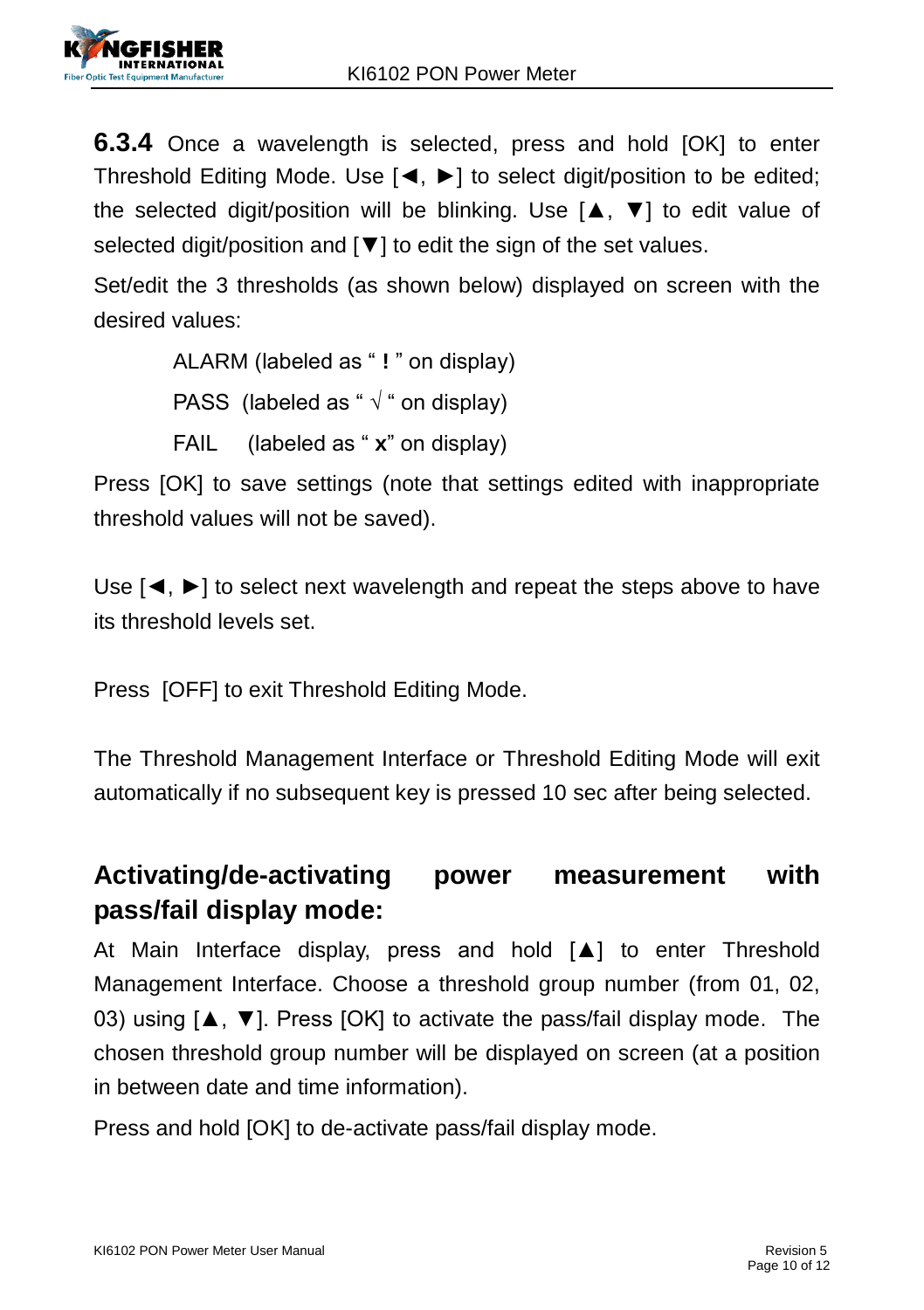**6.3.4** Once a wavelength is selected, press and hold [OK] to enter Threshold Editing Mode. Use [◄, ►] to select digit/position to be edited; the selected digit/position will be blinking. Use [▲, ▼] to edit value of selected digit/position and [▼] to edit the sign of the set values.

Set/edit the 3 thresholds (as shown below) displayed on screen with the desired values:

ALARM (labeled as " **!** " on display)

PASS (labeled as " √ " on display)

FAIL (labeled as " **x**" on display)

Press [OK] to save settings (note that settings edited with inappropriate threshold values will not be saved).

Use [◄, ►] to select next wavelength and repeat the steps above to have its threshold levels set.

Press [OFF] to exit Threshold Editing Mode.

The Threshold Management Interface or Threshold Editing Mode will exit automatically if no subsequent key is pressed 10 sec after being selected.

## Activating/de-activating power measurement with pass/fail display mode:

At Main Interface display, press and hold [▲] to enter Threshold Management Interface. Choose a threshold group number (from 01, 02, 03) using [▲, ▼]. Press [OK] to activate the pass/fail display mode. The chosen threshold group number will be displayed on screen (at a position in between date and time information).

Press and hold [OK] to de-activate pass/fail display mode.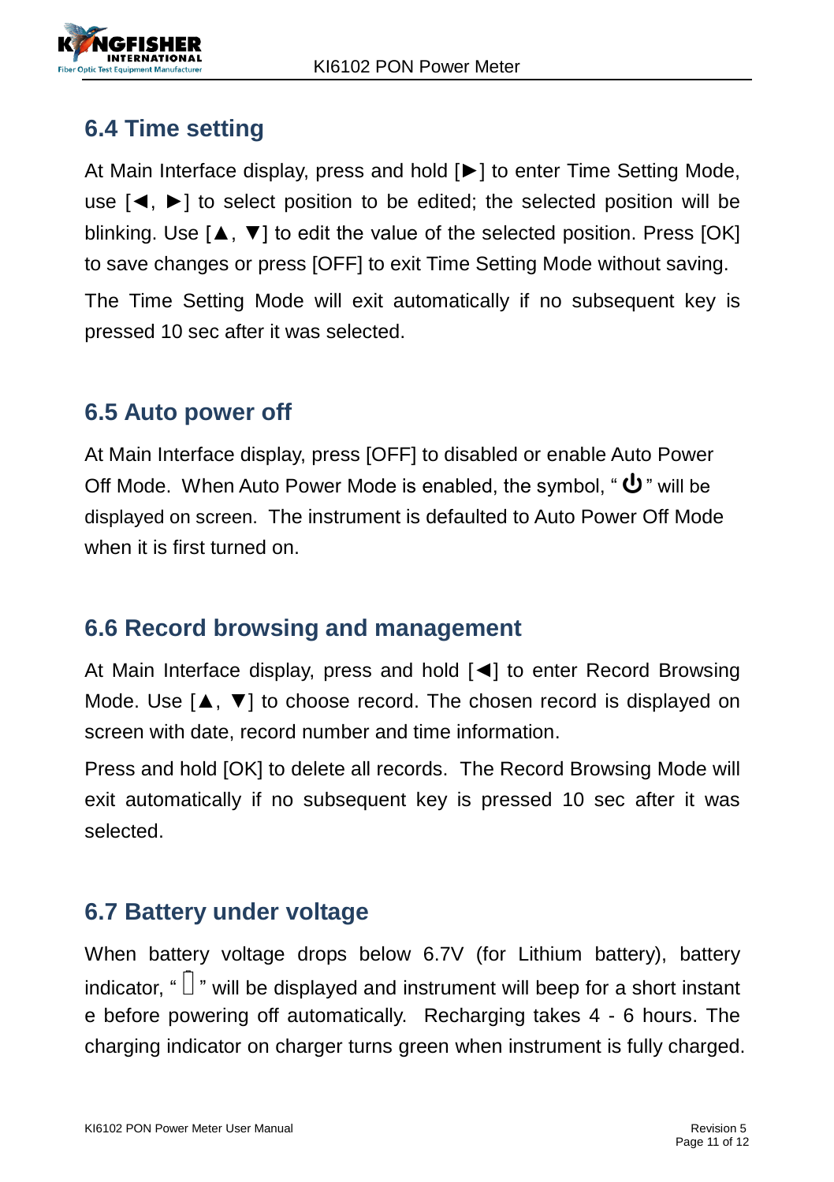## 6.4 Time setting

At Main Interface display, press and hold [►] to enter Time Setting Mode, use [◄, ►] to select position to be edited; the selected position will be blinking. Use [▲, ▼] to edit the value of the selected position. Press [OK] to save changes or press [OFF] to exit Time Setting Mode without saving.

The Time Setting Mode will exit automatically if no subsequent key is pressed 10 sec after it was selected.

## 6.5 Auto power off

At Main Interface display, press [OFF] to disabled or enable Auto Power Off Mode. When Auto Power Mode is enabled, the symbol, " ⏻ " will be displayed on screen. The instrument is defaulted to Auto Power Off Mode when it is first turned on.

## 6.6 Record browsing and management

At Main Interface display, press and hold [◄] to enter Record Browsing Mode. Use [▲, ▼] to choose record. The chosen record is displayed on screen with date, record number and time information.

Press and hold [OK] to delete all records. The Record Browsing Mode will exit automatically if no subsequent key is pressed 10 sec after it was selected.

## 6.7 Battery under voltage

When battery voltage drops below 6.7V (for Lithium battery), battery indicator, " ▯ " will be displayed and instrument will beep for a short instant e before powering off automatically. Recharging takes 4 - 6 hours. The charging indicator on charger turns green when instrument is fully charged.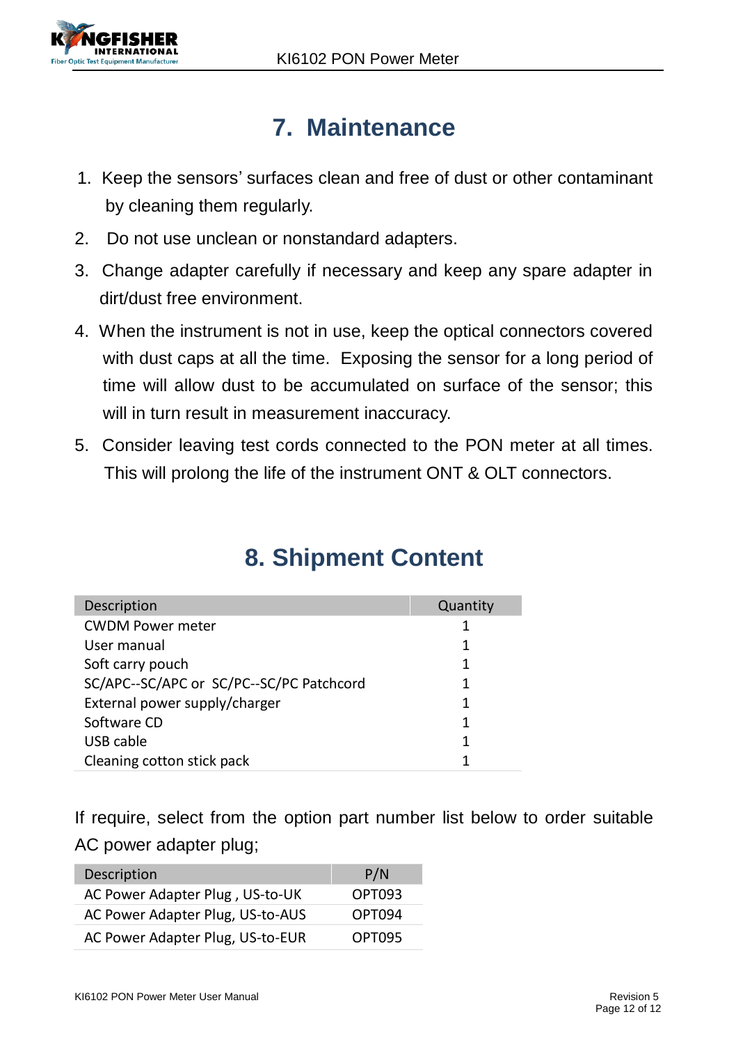# 7. Maintenance

1. Keep the sensors' surfaces clean and free of dust or other contaminant by cleaning them regularly.
2. Do not use unclean or nonstandard adapters.
3. Change adapter carefully if necessary and keep any spare adapter in dirt/dust free environment.
4. When the instrument is not in use, keep the optical connectors covered with dust caps at all the time. Exposing the sensor for a long period of time will allow dust to be accumulated on surface of the sensor; this will in turn result in measurement inaccuracy.
5. Consider leaving test cords connected to the PON meter at all times. This will prolong the life of the instrument ONT & OLT connectors.

# 8. Shipment Content

| Description | Quantity |
|---|---|
| CWDM Power meter | 1 |
| User manual | 1 |
| Soft carry pouch | 1 |
| SC/APC--SC/APC or SC/PC--SC/PC Patchcord | 1 |
| External power supply/charger | 1 |
| Software CD | 1 |
| USB cable | 1 |
| Cleaning cotton stick pack | 1 |

If require, select from the option part number list below to order suitable AC power adapter plug;

| Description | P/N |
|---|---|
| AC Power Adapter Plug , US-to-UK | OPT093 |
| AC Power Adapter Plug, US-to-AUS | OPT094 |
| AC Power Adapter Plug, US-to-EUR | OPT095 |